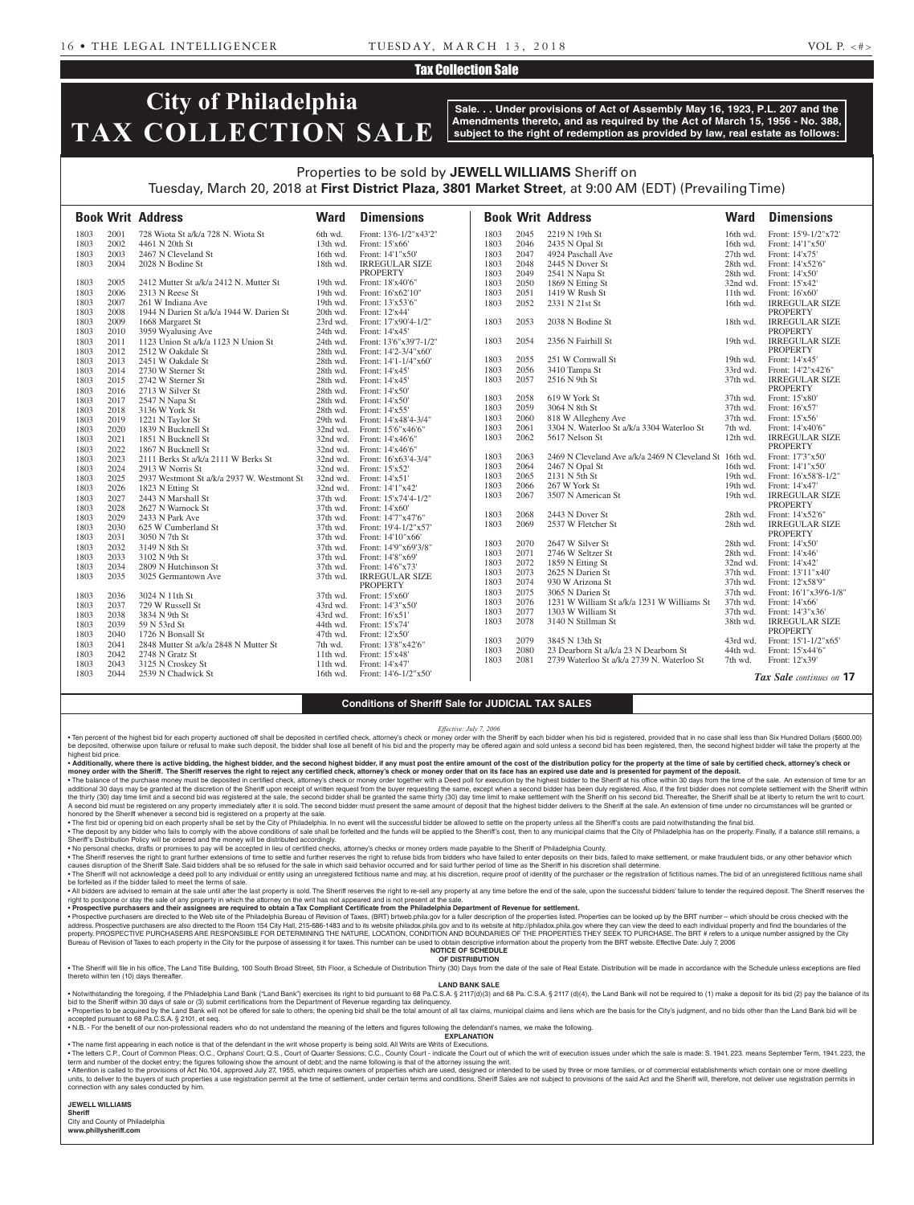## Tax Collection Sale

# City of Philadelphia TAX COLLECTION SALE

**Sale. . . Under provisions of Act of Assembly May 16, 1923, P.L. 207 and the Amendments thereto, and as required by the Act of March 15, 1956 - No. 388, subject to the right of redemption as provided by law, real estate as follows:**

Properties to be sold by **JEWELL WILLIAMS** Sheriff on
Tuesday, March 20, 2018 at **First District Plaza, 3801 Market Street**, at 9:00 AM (EDT) (Prevailing Time)

| Book | Writ | Address | Ward | Dimensions |
|---|---|---|---|---|
| 1803 | 2001 | 728 Wiota St a/k/a 728 N. Wiota St | 6th wd. | Front: 13'6-1/2"x43'2" |
| 1803 | 2002 | 4461 N 20th St | 13th wd. | Front: 15'x66' |
| 1803 | 2003 | 2467 N Cleveland St | 16th wd. | Front: 14'1"x50' |
| 1803 | 2004 | 2028 N Bodine St | 18th wd. | IRREGULAR SIZE PROPERTY |
| 1803 | 2005 | 2412 Mutter St a/k/a 2412 N. Mutter St | 19th wd. | Front: 18'x40'6" |
| 1803 | 2006 | 2313 N Reese St | 19th wd. | Front: 16'x62'10" |
| 1803 | 2007 | 261 W Indiana Ave | 19th wd. | Front: 13'x53'6" |
| 1803 | 2008 | 1944 N Darien St a/k/a 1944 W. Darien St | 20th wd. | Front: 12'x44' |
| 1803 | 2009 | 1668 Margaret St | 23rd wd. | Front: 17'x90'4-1/2" |
| 1803 | 2010 | 3959 Wyalusing Ave | 24th wd. | Front: 14'x45' |
| 1803 | 2011 | 1123 Union St a/k/a 1123 N Union St | 24th wd. | Front: 13'6"x39'7-1/2" |
| 1803 | 2012 | 2512 W Oakdale St | 28th wd. | Front: 14'2-3/4"x60' |
| 1803 | 2013 | 2451 W Oakdale St | 28th wd. | Front: 14'1-1/4"x60' |
| 1803 | 2014 | 2730 W Sterner St | 28th wd. | Front: 14'x45' |
| 1803 | 2015 | 2742 W Sterner St | 28th wd. | Front: 14'x45' |
| 1803 | 2016 | 2713 W Silver St | 28th wd. | Front: 14'x50' |
| 1803 | 2017 | 2547 N Napa St | 28th wd. | Front: 14'x50' |
| 1803 | 2018 | 3136 W York St | 28th wd. | Front: 14'x55' |
| 1803 | 2019 | 1221 N Taylor St | 29th wd. | Front: 14'x48'4-3/4" |
| 1803 | 2020 | 1839 N Bucknell St | 32nd wd. | Front: 15'6"x46'6" |
| 1803 | 2021 | 1851 N Bucknell St | 32nd wd. | Front: 14'x46'6" |
| 1803 | 2022 | 1867 N Bucknell St | 32nd wd. | Front: 14'x46'6" |
| 1803 | 2023 | 2111 Berks St a/k/a 2111 W Berks St | 32nd wd. | Front: 16'x63'4-3/4" |
| 1803 | 2024 | 2913 W Norris St | 32nd wd. | Front: 15'x52' |
| 1803 | 2025 | 2937 Westmont St a/k/a 2937 W. Westmont St | 32nd wd. | Front: 14'x51' |
| 1803 | 2026 | 1823 N Etting St | 32nd wd. | Front: 14'1"x42' |
| 1803 | 2027 | 2443 N Marshall St | 37th wd. | Front: 15'x74'4-1/2" |
| 1803 | 2028 | 2627 N Warnock St | 37th wd. | Front: 14'x60' |
| 1803 | 2029 | 2433 N Park Ave | 37th wd. | Front: 14'7"x47'6" |
| 1803 | 2030 | 625 W Cumberland St | 37th wd. | Front: 19'4-1/2"x57' |
| 1803 | 2031 | 3050 N 7th St | 37th wd. | Front: 14'10"x66' |
| 1803 | 2032 | 3149 N 8th St | 37th wd. | Front: 14'9"x69'3/8" |
| 1803 | 2033 | 3102 N 9th St | 37th wd. | Front: 14'8"x69' |
| 1803 | 2034 | 2809 N Hutchinson St | 37th wd. | Front: 14'6"x73' |
| 1803 | 2035 | 3025 Germantown Ave | 37th wd. | IRREGULAR SIZE PROPERTY |
| 1803 | 2036 | 3024 N 11th St | 37th wd. | Front: 15'x60' |
| 1803 | 2037 | 729 W Russell St | 43rd wd. | Front: 14'3"x50' |
| 1803 | 2038 | 3834 N 9th St | 43rd wd. | Front: 16'x51' |
| 1803 | 2039 | 59 N 53rd St | 44th wd. | Front: 15'x74' |
| 1803 | 2040 | 1726 N Bonsall St | 47th wd. | Front: 12'x50' |
| 1803 | 2041 | 2848 Mutter St a/k/a 2848 N Mutter St | 7th wd. | Front: 13'8"x42'6" |
| 1803 | 2042 | 2748 N Gratz St | 11th wd. | Front: 15'x48' |
| 1803 | 2043 | 3125 N Croskey St | 11th wd. | Front: 14'x47' |
| 1803 | 2044 | 2539 N Chadwick St | 16th wd. | Front: 14'6-1/2"x50' |
| 1803 | 2045 | 2219 N 19th St | 16th wd. | Front: 15'9-1/2"x72' |
| 1803 | 2046 | 2435 N Opal St | 16th wd. | Front: 14'1"x50' |
| 1803 | 2047 | 4924 Paschall Ave | 27th wd. | Front: 14'x75' |
| 1803 | 2048 | 2445 N Dover St | 28th wd. | Front: 14'x52'6" |
| 1803 | 2049 | 2541 N Napa St | 28th wd. | Front: 14'x50' |
| 1803 | 2050 | 1869 N Etting St | 32nd wd. | Front: 15'x42' |
| 1803 | 2051 | 1419 W Rush St | 11th wd. | Front: 16'x60' |
| 1803 | 2052 | 2331 N 21st St | 16th wd. | IRREGULAR SIZE PROPERTY |
| 1803 | 2053 | 2038 N Bodine St | 18th wd. | IRREGULAR SIZE PROPERTY |
| 1803 | 2054 | 2356 N Fairhill St | 19th wd. | IRREGULAR SIZE PROPERTY |
| 1803 | 2055 | 251 W Cornwall St | 19th wd. | Front: 14'x45' |
| 1803 | 2056 | 3410 Tampa St | 33rd wd. | Front: 14'2"x42'6" |
| 1803 | 2057 | 2516 N 9th St | 37th wd. | IRREGULAR SIZE PROPERTY |
| 1803 | 2058 | 619 W York St | 37th wd. | Front: 15'x80' |
| 1803 | 2059 | 3064 N 8th St | 37th wd. | Front: 16'x57' |
| 1803 | 2060 | 818 W Allegheny Ave | 37th wd. | Front: 15'x56' |
| 1803 | 2061 | 3304 N. Waterloo St a/k/a 3304 Waterloo St | 7th wd. | Front: 14'x40'6" |
| 1803 | 2062 | 5617 Nelson St | 12th wd. | IRREGULAR SIZE PROPERTY |
| 1803 | 2063 | 2469 N Cleveland Ave a/k/a 2469 N Cleveland St | 16th wd. | Front: 17'3"x50' |
| 1803 | 2064 | 2467 N Opal St | 16th wd. | Front: 14'1"x50' |
| 1803 | 2065 | 2131 N 5th St | 19th wd. | Front: 16'x58'8-1/2" |
| 1803 | 2066 | 267 W York St | 19th wd. | Front: 14'x47' |
| 1803 | 2067 | 3507 N American St | 19th wd. | IRREGULAR SIZE PROPERTY |
| 1803 | 2068 | 2443 N Dover St | 28th wd. | Front: 14'x52'6" |
| 1803 | 2069 | 2537 W Fletcher St | 28th wd. | IRREGULAR SIZE PROPERTY |
| 1803 | 2070 | 2647 W Silver St | 28th wd. | Front: 14'x50' |
| 1803 | 2071 | 2746 W Seltzer St | 28th wd. | Front: 14'x46' |
| 1803 | 2072 | 1859 N Etting St | 32nd wd. | Front: 14'x42' |
| 1803 | 2073 | 2625 N Darien St | 37th wd. | Front: 13'11"x40' |
| 1803 | 2074 | 930 W Arizona St | 37th wd. | Front: 12'x58'9" |
| 1803 | 2075 | 3065 N Darien St | 37th wd. | Front: 16'1"x39'6-1/8" |
| 1803 | 2076 | 1231 W William St a/k/a 1231 W Williams St | 37th wd. | Front: 14'x66' |
| 1803 | 2077 | 1303 W William St | 37th wd. | Front: 14'3"x36' |
| 1803 | 2078 | 3140 N Stillman St | 38th wd. | IRREGULAR SIZE PROPERTY |
| 1803 | 2079 | 3845 N 13th St | 43rd wd. | Front: 15'1-1/2"x65' |
| 1803 | 2080 | 23 Dearborn St a/k/a 23 N Dearborn St | 44th wd. | Front: 15'x44'6" |
| 1803 | 2081 | 2739 Waterloo St a/k/a 2739 N. Waterloo St | 7th wd. | Front: 12'x39' |

*Tax Sale continues on* **17**

### Conditions of Sheriff Sale for JUDICIAL TAX SALES

*Effective: July 7, 2006*

• Ten percent of the highest bid for each property auctioned off shall be deposited in certified check, attorney's check or money order with the Sheriff by each bidder when his bid is registered, provided that in no case shall less than Six Hundred Dollars ($600.00) be deposited, otherwise upon failure or refusal to make such deposit, the bidder shall lose all benefit of his bid and the property may be offered again and sold unless a second bid has been registered, then, the second highest bidder will take the property at the highest bid price.

• **Additionally, where there is active bidding, the highest bidder, and the second highest bidder, if any must post the entire amount of the cost of the distribution policy for the property at the time of sale by certified check, attorney's check or money order with the Sheriff. The Sheriff reserves the right to reject any certified check, attorney's check or money order that on its face has an expired use date and is presented for payment of the deposit.**

• The balance of the purchase money must be deposited in certified check, attorney's check or money order together with a Deed poll for execution by the highest bidder to the Sheriff at his office within 30 days from the time of the sale. An extension of time for an additional 30 days may be granted at the discretion of the Sheriff upon receipt of written request from the buyer requesting the same, except when a second bidder has been duly registered. Also, if the first bidder does not complete settlement with the Sheriff within the thirty (30) day time limit and a second bid was registered at the sale, the second bidder shall be granted the same thirty (30) day time limit to make settlement with the Sheriff on his second bid. Thereafter, the Sheriff shall be at liberty to return the writ to court. A second bid must be registered on any property immediately after it is sold. The second bidder must present the same amount of deposit that the highest bidder delivers to the Sheriff at the sale. An extension of time under no circumstances will be granted or honored by the Sheriff whenever a second bid is registered on a property at the sale.

• The first bid or opening bid on each property shall be set by the City of Philadelphia. In no event will the successful bidder be allowed to settle on the property unless all the Sheriff's costs are paid notwithstanding the final bid.

• The deposit by any bidder who fails to comply with the above conditions of sale shall be forfeited and the funds will be applied to the Sheriff's cost, then to any municipal claims that the City of Philadelphia has on the property. Finally, if a balance still remains, a Sheriff's Distribution Policy will be ordered and the money will be distributed accordingly.

• No personal checks, drafts or promises to pay will be accepted in lieu of certified checks, attorney's checks or money orders made payable to the Sheriff of Philadelphia County.

• The Sheriff reserves the right to grant further extensions of time to settle and further reserves the right to refuse bids from bidders who have failed to enter deposits on their bids, failed to make settlement, or make fraudulent bids, or any other behavior which causes disruption of the Sheriff Sale. Said bidders shall be so refused for the sale in which said behavior occurred and for said further period of time as the Sheriff in his discretion shall determine.

• The Sheriff will not acknowledge a deed poll to any individual or entity using an unregistered fictitious name and may, at his discretion, require proof of identity of the purchaser or the registration of fictitious names. The bid of an unregistered fictitious name shall be forfeited as if the bidder failed to meet the terms of sale.

• All bidders are advised to remain at the sale until after the last property is sold. The Sheriff reserves the right to re-sell any property at any time before the end of the sale, upon the successful bidders' failure to tender the required deposit. The Sheriff reserves the right to postpone or stay the sale of any property in which the attorney on the writ has not appeared and is not present at the sale.

• **Prospective purchasers and their assignees are required to obtain a Tax Compliant Certificate from the Philadelphia Department of Revenue for settlement.**

• Prospective purchasers are directed to the Web site of the Philadelphia Bureau of Revision of Taxes, (BRT) brtweb.phila.gov for a fuller description of the properties listed. Properties can be looked up by the BRT number – which should be cross checked with the address. Prospective purchasers are also directed to the Room 154 City Hall, 215-686-1483 and to its website philadox.phila.gov and to its website at http://philadox.phila.gov where they can view the deed to each individual property and find the boundaries of the property. PROSPECTIVE PURCHASERS ARE RESPONSIBLE FOR DETERMINING THE NATURE, LOCATION, CONDITION AND BOUNDARIES OF THE PROPERTIES THEY SEEK TO PURCHASE. The BRT # refers to a unique number assigned by the City Bureau of Revision of Taxes to each property in the City for the purpose of assessing it for taxes. This number can be used to obtain descriptive information about the property from the BRT website. Effective Date: July 7, 2006

**NOTICE OF SCHEDULE OF DISTRIBUTION**

• The Sheriff will file in his office, The Land Title Building, 100 South Broad Street, 5th Floor, a Schedule of Distribution Thirty (30) Days from the date of the sale of Real Estate. Distribution will be made in accordance with the Schedule unless exceptions are filed thereto within ten (10) days thereafter.

**LAND BANK SALE**

• Notwithstanding the foregoing, if the Philadelphia Land Bank ("Land Bank") exercises its right to bid pursuant to 68 Pa.C.S.A. § 2117(d)(3) and 68 Pa. C.S.A. § 2117 (d)(4), the Land Bank will not be required to (1) make a deposit for its bid (2) pay the balance of its bid to the Sheriff within 30 days of sale or (3) submit certifications from the Department of Revenue regarding tax delinquency.

• Properties to be acquired by the Land Bank will not be offered for sale to others; the opening bid shall be the total amount of all tax claims, municipal claims and liens which are the basis for the City's judgment, and no bids other than the Land Bank bid will be accepted pursuant to 68 Pa.C.S.A. § 2101, et seq.

• N.B. - For the benefit of our non-professional readers who do not understand the meaning of the letters and figures following the defendant's names, we make the following.

**EXPLANATION**

• The name first appearing in each notice is that of the defendant in the writ whose property is being sold. All Writs are Writs of Executions.

• The letters C.P., Court of Common Pleas; O.C., Orphans' Court; Q.S., Court of Quarter Sessions; C.C., County Court - indicate the Court out of which the writ of execution issues under which the sale is made: S. 1941. 223. means September Term, 1941. 223, the term and number of the docket entry; the figures following show the amount of debt; and the name following is that of the attorney issuing the writ.

• Attention is called to the provisions of Act No.104, approved July 27, 1955, which requires owners of properties which are used, designed or intended to be used by three or more families, or of commercial establishments which contain one or more dwelling units, to deliver to the buyers of such properties a use registration permit at the time of settlement, under certain terms and conditions. Sheriff Sales are not subject to provisions of the said Act and the Sheriff will, therefore, not deliver use registration permits in connection with any sales conducted by him.

**JEWELL WILLIAMS**
**Sheriff**
City and County of Philadelphia
**www.phillysheriff.com**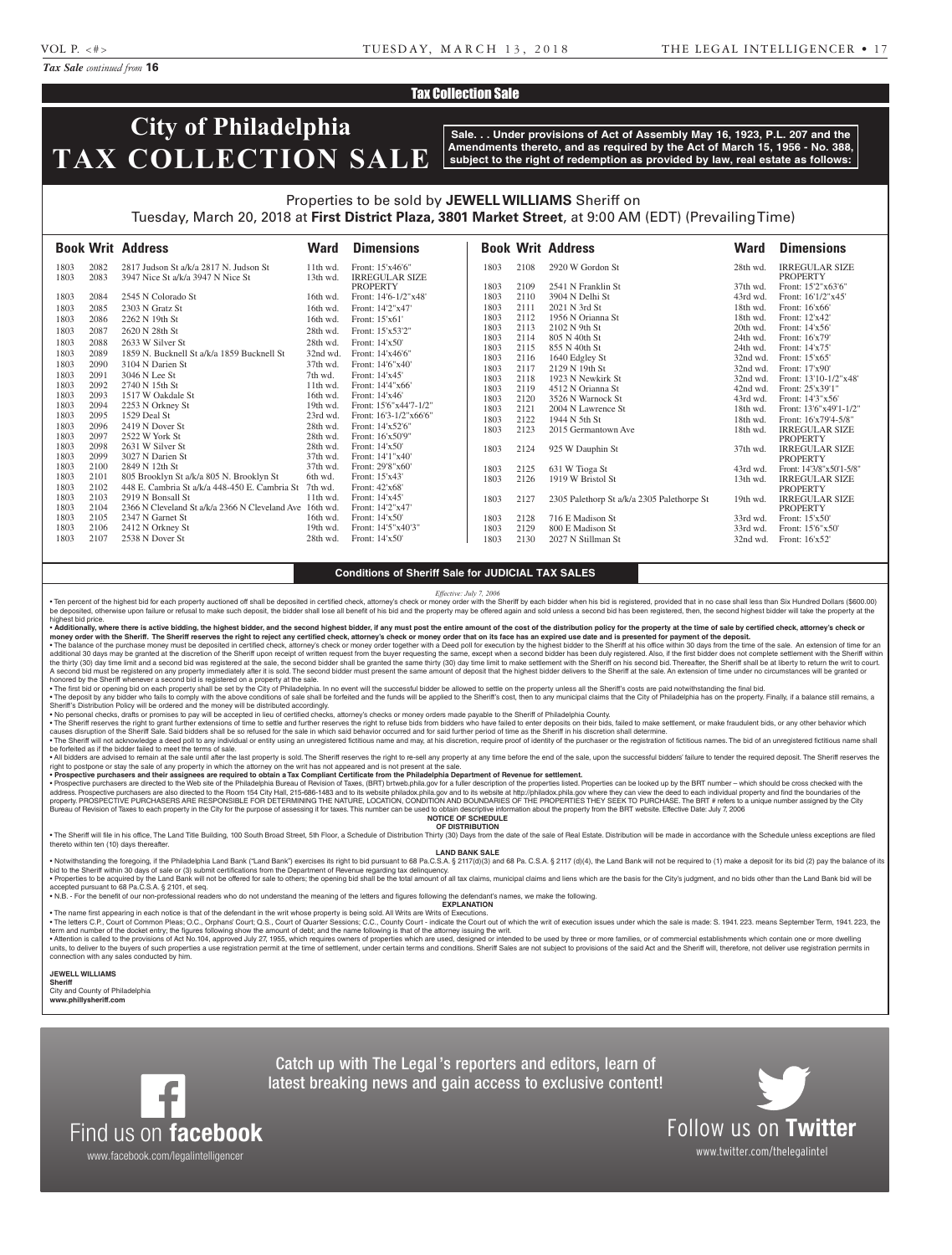*Tax Sale continued from* **16**

Tax Collection Sale

# City of Philadelphia TAX COLLECTION SALE

**Sale. . . Under provisions of Act of Assembly May 16, 1923, P.L. 207 and the Amendments thereto, and as required by the Act of March 15, 1956 - No. 388, subject to the right of redemption as provided by law, real estate as follows:**

Properties to be sold by **JEWELL WILLIAMS** Sheriff on
Tuesday, March 20, 2018 at **First District Plaza, 3801 Market Street**, at 9:00 AM (EDT) (Prevailing Time)

| Book | Writ | Address | Ward | Dimensions |
|---|---|---|---|---|
| 1803 | 2082 | 2817 Judson St a/k/a 2817 N. Judson St | 11th wd. | Front: 15'x46'6" |
| 1803 | 2083 | 3947 Nice St a/k/a 3947 N Nice St | 13th wd. | IRREGULAR SIZE PROPERTY |
| 1803 | 2084 | 2545 N Colorado St | 16th wd. | Front: 14'6-1/2"x48' |
| 1803 | 2085 | 2303 N Gratz St | 16th wd. | Front: 14'2"x47' |
| 1803 | 2086 | 2262 N 19th St | 16th wd. | Front: 15'x61' |
| 1803 | 2087 | 2620 N 28th St | 28th wd. | Front: 15'x53'2" |
| 1803 | 2088 | 2633 W Silver St | 28th wd. | Front: 14'x50' |
| 1803 | 2089 | 1859 N. Bucknell St a/k/a 1859 Bucknell St | 32nd wd. | Front: 14'x46'6" |
| 1803 | 2090 | 3104 N Darien St | 37th wd. | Front: 14'6"x40' |
| 1803 | 2091 | 3046 N Lee St | 7th wd. | Front: 14'x45' |
| 1803 | 2092 | 2740 N 15th St | 11th wd. | Front: 14'4"x66' |
| 1803 | 2093 | 1517 W Oakdale St | 16th wd. | Front: 14'x46' |
| 1803 | 2094 | 2253 N Orkney St | 19th wd. | Front: 15'6"x44'7-1/2" |
| 1803 | 2095 | 1529 Deal St | 23rd wd. | Front: 16'3-1/2"x66'6" |
| 1803 | 2096 | 2419 N Dover St | 28th wd. | Front: 14'x52'6" |
| 1803 | 2097 | 2522 W York St | 28th wd. | Front: 16'x50'9" |
| 1803 | 2098 | 2631 W Silver St | 28th wd. | Front: 14'x50' |
| 1803 | 2099 | 3027 N Darien St | 37th wd. | Front: 14'1"x40' |
| 1803 | 2100 | 2849 N 12th St | 37th wd. | Front: 29'8"x60' |
| 1803 | 2101 | 805 Brooklyn St a/k/a 805 N. Brooklyn St | 6th wd. | Front: 15'x43' |
| 1803 | 2102 | 448 E. Cambria St a/k/a 448-450 E. Cambria St | 7th wd. | Front: 42'x68' |
| 1803 | 2103 | 2919 N Bonsall St | 11th wd. | Front: 14'x45' |
| 1803 | 2104 | 2366 N Cleveland St a/k/a 2366 N Cleveland Ave | 16th wd. | Front: 14'2"x47' |
| 1803 | 2105 | 2347 N Garnet St | 16th wd. | Front: 14'x50' |
| 1803 | 2106 | 2412 N Orkney St | 19th wd. | Front: 14'5"x40'3" |
| 1803 | 2107 | 2538 N Dover St | 28th wd. | Front: 14'x50' |
| 1803 | 2108 | 2920 W Gordon St | 28th wd. | IRREGULAR SIZE PROPERTY |
| 1803 | 2109 | 2541 N Franklin St | 37th wd. | Front: 15'2"x63'6" |
| 1803 | 2110 | 3904 N Delhi St | 43rd wd. | Front: 16'1/2"x45' |
| 1803 | 2111 | 2021 N 3rd St | 18th wd. | Front: 16'x66' |
| 1803 | 2112 | 1956 N Orianna St | 18th wd. | Front: 12'x42' |
| 1803 | 2113 | 2102 N 9th St | 20th wd. | Front: 14'x56' |
| 1803 | 2114 | 805 N 40th St | 24th wd. | Front: 16'x79' |
| 1803 | 2115 | 855 N 40th St | 24th wd. | Front: 14'x75' |
| 1803 | 2116 | 1640 Edgley St | 32nd wd. | Front: 15'x65' |
| 1803 | 2117 | 2129 N 19th St | 32nd wd. | Front: 17'x90' |
| 1803 | 2118 | 1923 N Newkirk St | 32nd wd. | Front: 13'10-1/2"x48' |
| 1803 | 2119 | 4512 N Orianna St | 42nd wd. | Front: 25'x39'1" |
| 1803 | 2120 | 3526 N Warnock St | 43rd wd. | Front: 14'3"x56' |
| 1803 | 2121 | 2004 N Lawrence St | 18th wd. | Front: 13'6"x49'1-1/2" |
| 1803 | 2122 | 1944 N 5th St | 18th wd. | Front: 16'x79'4-5/8" |
| 1803 | 2123 | 2015 Germantown Ave | 18th wd. | IRREGULAR SIZE PROPERTY |
| 1803 | 2124 | 925 W Dauphin St | 37th wd. | IRREGULAR SIZE PROPERTY |
| 1803 | 2125 | 631 W Tioga St | 43rd wd. | Front: 14'3/8"x50'1-5/8" |
| 1803 | 2126 | 1919 W Bristol St | 13th wd. | IRREGULAR SIZE PROPERTY |
| 1803 | 2127 | 2305 Palethorp St a/k/a 2305 Palethorpe St | 19th wd. | IRREGULAR SIZE PROPERTY |
| 1803 | 2128 | 716 E Madison St | 33rd wd. | Front: 15'x50' |
| 1803 | 2129 | 800 E Madison St | 33rd wd. | Front: 15'6"x50' |
| 1803 | 2130 | 2027 N Stillman St | 32nd wd. | Front: 16'x52' |

## Conditions of Sheriff Sale for JUDICIAL TAX SALES

*Effective: July 7, 2006*

• Ten percent of the highest bid for each property auctioned off shall be deposited in certified check, attorney's check or money order with the Sheriff by each bidder when his bid is registered, provided that in no case shall less than Six Hundred Dollars ($600.00) be deposited, otherwise upon failure or refusal to make such deposit, the bidder shall lose all benefit of his bid and the property may be offered again and sold unless a second bid has been registered, then, the second highest bidder will take the property at the highest bid price.

• **Additionally, where there is active bidding, the highest bidder, and the second highest bidder, if any must post the entire amount of the cost of the distribution policy for the property at the time of sale by certified check, attorney's check or money order with the Sheriff. The Sheriff reserves the right to reject any certified check, attorney's check or money order that on its face has an expired use date and is presented for payment of the deposit.**

• The balance of the purchase money must be deposited in certified check, attorney's check or money order together with a Deed poll for execution by the highest bidder to the Sheriff at his office within 30 days from the time of the sale. An extension of time for an additional 30 days may be granted at the discretion of the Sheriff upon receipt of written request from the buyer requesting the same, except when a second bidder has been duly registered. Also, if the first bidder does not complete settlement with the Sheriff within the thirty (30) day time limit and a second bid was registered at the sale, the second bidder shall be granted the same thirty (30) day time limit to make settlement with the Sheriff on his second bid. Thereafter, the Sheriff shall be at liberty to return the writ to court. A second bid must be registered on any property immediately after it is sold. The second bidder must present the same amount of deposit that the highest bidder delivers to the Sheriff at the sale. An extension of time under no circumstances will be granted or honored by the Sheriff whenever a second bid is registered on a property at the sale.

• The first bid or opening bid on each property shall be set by the City of Philadelphia. In no event will the successful bidder be allowed to settle on the property unless all the Sheriff's costs are paid notwithstanding the final bid.

• The deposit by any bidder who fails to comply with the above conditions of sale shall be forfeited and the funds will be applied to the Sheriff's cost, then to any municipal claims that the City of Philadelphia has on the property. Finally, if a balance still remains, a Sheriff's Distribution Policy will be ordered and the money will be distributed accordingly.

• No personal checks, drafts or promises to pay will be accepted in lieu of certified checks, attorney's checks or money orders made payable to the Sheriff of Philadelphia County.

• The Sheriff reserves the right to grant further extensions of time to settle and further reserves the right to refuse bids from bidders who have failed to enter deposits on their bids, failed to make settlement, or make fraudulent bids, or any other behavior which causes disruption of the Sheriff Sale. Said bidders shall be so refused for the sale in which said behavior occurred and for said further period of time as the Sheriff in his discretion shall determine.

• The Sheriff will not acknowledge a deed poll to any individual or entity using an unregistered fictitious name and may, at his discretion, require proof of identity of the purchaser or the registration of fictitious names. The bid of an unregistered fictitious name shall be forfeited as if the bidder failed to meet the terms of sale.

• All bidders are advised to remain at the sale until after the last property is sold. The Sheriff reserves the right to re-sell any property at any time before the end of the sale, upon the successful bidders' failure to tender the required deposit. The Sheriff reserves the right to postpone or stay the sale of any property in which the attorney on the writ has not appeared and is not present at the sale.

• **Prospective purchasers and their assignees are required to obtain a Tax Compliant Certificate from the Philadelphia Department of Revenue for settlement.**

• Prospective purchasers are directed to the Web site of the Philadelphia Bureau of Revision of Taxes, (BRT) brtweb.phila.gov for a fuller description of the properties listed. Properties can be looked up by the BRT number – which should be cross checked with the address. Prospective purchasers are also directed to the Room 154 City Hall, 215-686-1483 and to its website philadox.phila.gov and to its website at http://philadox.phila.gov where they can view the deed to each individual property and find the boundaries of the property. PROSPECTIVE PURCHASERS ARE RESPONSIBLE FOR DETERMINING THE NATURE, LOCATION, CONDITION AND BOUNDARIES OF THE PROPERTIES THEY SEEK TO PURCHASE. The BRT # refers to a unique number assigned by the City Bureau of Revision of Taxes to each property in the City for the purpose of assessing it for taxes. This number can be used to obtain descriptive information about the property from the BRT website. Effective Date: July 7, 2006

**NOTICE OF SCHEDULE OF DISTRIBUTION**

• The Sheriff will file in his office, The Land Title Building, 100 South Broad Street, 5th Floor, a Schedule of Distribution Thirty (30) Days from the date of the sale of Real Estate. Distribution will be made in accordance with the Schedule unless exceptions are filed thereto within ten (10) days thereafter.

**LAND BANK SALE**

• Notwithstanding the foregoing, if the Philadelphia Land Bank ("Land Bank") exercises its right to bid pursuant to 68 Pa.C.S.A. § 2117(d)(3) and 68 Pa. C.S.A. § 2117 (d)(4), the Land Bank will not be required to (1) make a deposit for its bid (2) pay the balance of its bid to the Sheriff within 30 days of sale or (3) submit certifications from the Department of Revenue regarding tax delinquency.

• Properties to be acquired by the Land Bank will not be offered for sale to others; the opening bid shall be the total amount of all tax claims, municipal claims and liens which are the basis for the City's judgment, and no bids other than the Land Bank bid will be accepted pursuant to 68 Pa.C.S.A. § 2101, et seq.

• N.B. - For the benefit of our non-professional readers who do not understand the meaning of the letters and figures following the defendant's names, we make the following.

**EXPLANATION**

• The name first appearing in each notice is that of the defendant in the writ whose property is being sold. All Writs are Writs of Executions.

• The letters C.P., Court of Common Pleas; O.C., Orphans' Court; Q.S., Court of Quarter Sessions; C.C., County Court - indicate the Court out of which the writ of execution issues under which the sale is made: S. 1941. 223. means September Term, 1941. 223, the term and number of the docket entry; the figures following show the amount of debt; and the name following is that of the attorney issuing the writ.

• Attention is called to the provisions of Act No.104, approved July 27, 1955, which requires owners of properties which are used, designed or intended to be used by three or more families, or of commercial establishments which contain one or more dwelling units, to deliver to the buyers of such properties a use registration permit at the time of settlement, under certain terms and conditions. Sheriff Sales are not subject to provisions of the said Act and the Sheriff will, therefore, not deliver use registration permits in connection with any sales conducted by him.

**JEWELL WILLIAMS**
**Sheriff**
City and County of Philadelphia
**www.phillysheriff.com**

Catch up with The Legal's reporters and editors, learn of latest breaking news and gain access to exclusive content!

Find us on **facebook**
www.facebook.com/legalintelligencer

Follow us on **Twitter**
www.twitter.com/thelegalintel